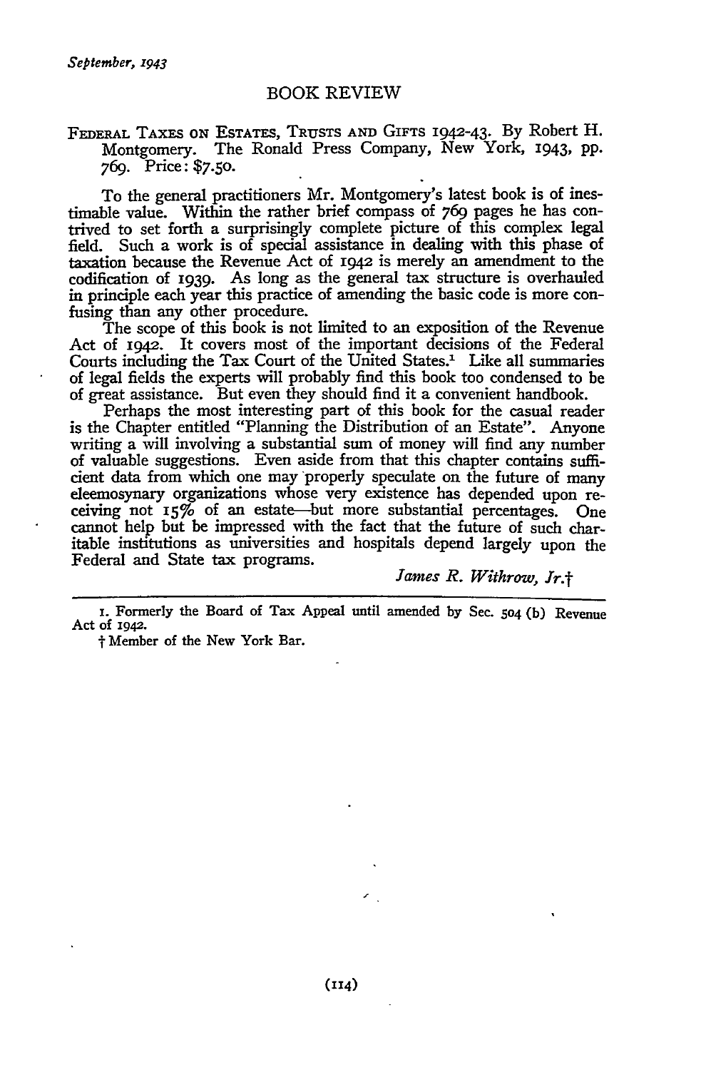September, 1943

## BOOK REVIEW

FEDERAL TAXES ON ESTATES, TRUSTS AND GIFTS 1942-43. By Robert H. Montgomery. The Ronald Press Company, New York, 1943, pp. 769. Price: $7.50.

To the general practitioners Mr. Montgomery's latest book is of inestimable value. Within the rather brief compass of 769 pages he has contrived to set forth a surprisingly complete picture of this complex legal field. Such a work is of special assistance in dealing with this phase of taxation because the Revenue Act of 1942 is merely an amendment to the codification of 1939. As long as the general tax structure is overhauled in principle each year this practice of amending the basic code is more confusing than any other procedure.

The scope of this book is not limited to an exposition of the Revenue Act of 1942. It covers most of the important decisions of the Federal Courts including the Tax Court of the United States.[1] Like all summaries of legal fields the experts will probably find this book too condensed to be of great assistance. But even they should find it a convenient handbook.

Perhaps the most interesting part of this book for the casual reader is the Chapter entitled "Planning the Distribution of an Estate". Anyone writing a will involving a substantial sum of money will find any number of valuable suggestions. Even aside from that this chapter contains sufficient data from which one may properly speculate on the future of many eleemosynary organizations whose very existence has depended upon receiving not 15% of an estate—but more substantial percentages. One cannot help but be impressed with the fact that the future of such charitable institutions as universities and hospitals depend largely upon the Federal and State tax programs.

*James R. Withrow, Jr.*†

---

1. Formerly the Board of Tax Appeal until amended by Sec. 504 (b) Revenue Act of 1942.

† Member of the New York Bar.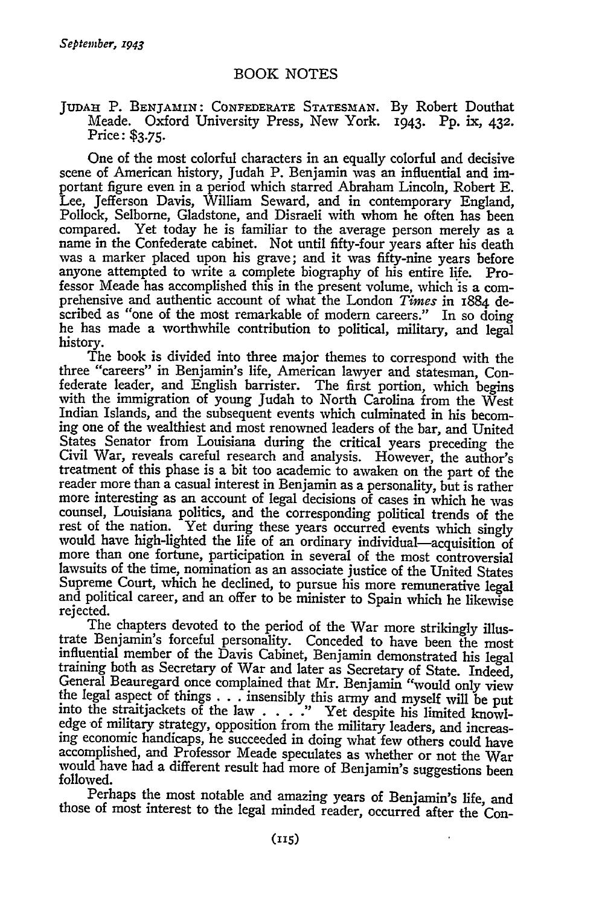## BOOK NOTES

JUDAH P. BENJAMIN: CONFEDERATE STATESMAN. By Robert Douthat Meade. Oxford University Press, New York. 1943. Pp. ix, 432. Price: $3.75.

One of the most colorful characters in an equally colorful and decisive scene of American history, Judah P. Benjamin was an influential and important figure even in a period which starred Abraham Lincoln, Robert E. Lee, Jefferson Davis, William Seward, and in contemporary England, Pollock, Selborne, Gladstone, and Disraeli with whom he often has been compared. Yet today he is familiar to the average person merely as a name in the Confederate cabinet. Not until fifty-four years after his death was a marker placed upon his grave; and it was fifty-nine years before anyone attempted to write a complete biography of his entire life. Professor Meade has accomplished this in the present volume, which is a comprehensive and authentic account of what the London *Times* in 1884 described as "one of the most remarkable of modern careers." In so doing he has made a worthwhile contribution to political, military, and legal history.

The book is divided into three major themes to correspond with the three "careers" in Benjamin's life, American lawyer and statesman, Confederate leader, and English barrister. The first portion, which begins with the immigration of young Judah to North Carolina from the West Indian Islands, and the subsequent events which culminated in his becoming one of the wealthiest and most renowned leaders of the bar, and United States Senator from Louisiana during the critical years preceding the Civil War, reveals careful research and analysis. However, the author's treatment of this phase is a bit too academic to awaken on the part of the reader more than a casual interest in Benjamin as a personality, but is rather more interesting as an account of legal decisions of cases in which he was counsel, Louisiana politics, and the corresponding political trends of the rest of the nation. Yet during these years occurred events which singly would have high-lighted the life of an ordinary individual—acquisition of more than one fortune, participation in several of the most controversial lawsuits of the time, nomination as an associate justice of the United States Supreme Court, which he declined, to pursue his more remunerative legal and political career, and an offer to be minister to Spain which he likewise rejected.

The chapters devoted to the period of the War more strikingly illustrate Benjamin's forceful personality. Conceded to have been the most influential member of the Davis Cabinet, Benjamin demonstrated his legal training both as Secretary of War and later as Secretary of State. Indeed, General Beauregard once complained that Mr. Benjamin "would only view the legal aspect of things . . . insensibly this army and myself will be put into the straitjackets of the law . . . ." Yet despite his limited knowledge of military strategy, opposition from the military leaders, and increasing economic handicaps, he succeeded in doing what few others could have accomplished, and Professor Meade speculates as whether or not the War would have had a different result had more of Benjamin's suggestions been followed.

Perhaps the most notable and amazing years of Benjamin's life, and those of most interest to the legal minded reader, occurred after the Con-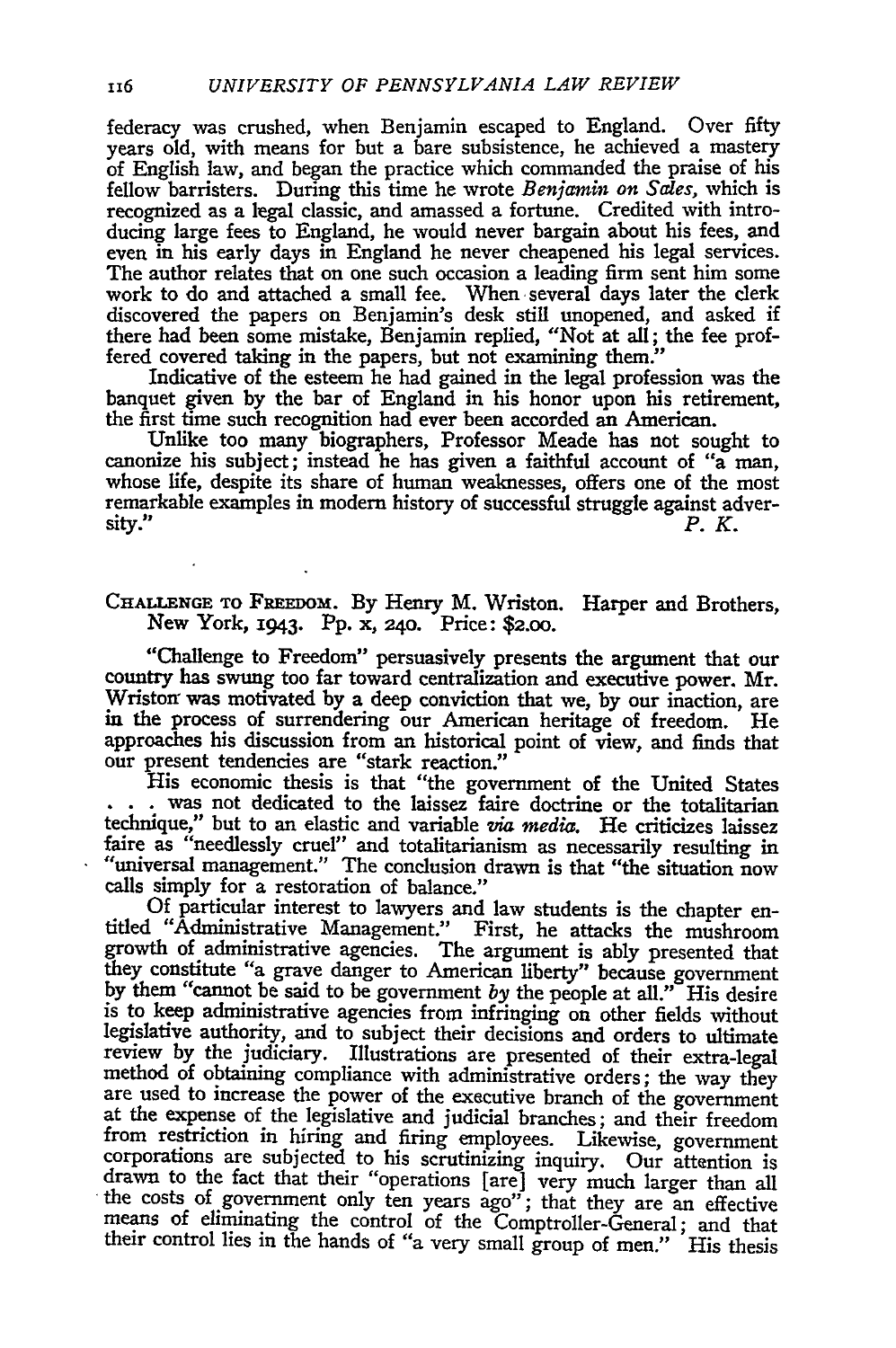federacy was crushed, when Benjamin escaped to England. Over fifty years old, with means for but a bare subsistence, he achieved a mastery of English law, and began the practice which commanded the praise of his fellow barristers. During this time he wrote *Benjamin on Sales*, which is recognized as a legal classic, and amassed a fortune. Credited with introducing large fees to England, he would never bargain about his fees, and even in his early days in England he never cheapened his legal services. The author relates that on one such occasion a leading firm sent him some work to do and attached a small fee. When several days later the clerk discovered the papers on Benjamin's desk still unopened, and asked if there had been some mistake, Benjamin replied, "Not at all; the fee proffered covered taking in the papers, but not examining them."

Indicative of the esteem he had gained in the legal profession was the banquet given by the bar of England in his honor upon his retirement, the first time such recognition had ever been accorded an American.

Unlike too many biographers, Professor Meade has not sought to canonize his subject; instead he has given a faithful account of "a man, whose life, despite its share of human weaknesses, offers one of the most remarkable examples in modern history of successful struggle against adversity."

*P. K.*

CHALLENGE TO FREEDOM. By Henry M. Wriston. Harper and Brothers, New York, 1943. Pp. x, 240. Price: $2.00.

"Challenge to Freedom" persuasively presents the argument that our country has swung too far toward centralization and executive power. Mr. Wriston was motivated by a deep conviction that we, by our inaction, are in the process of surrendering our American heritage of freedom. He approaches his discussion from an historical point of view, and finds that our present tendencies are "stark reaction."

His economic thesis is that "the government of the United States . . . was not dedicated to the laissez faire doctrine or the totalitarian technique," but to an elastic and variable *via media*. He criticizes laissez faire as "needlessly cruel" and totalitarianism as necessarily resulting in "universal management." The conclusion drawn is that "the situation now calls simply for a restoration of balance."

Of particular interest to lawyers and law students is the chapter entitled "Administrative Management." First, he attacks the mushroom growth of administrative agencies. The argument is ably presented that they constitute "a grave danger to American liberty" because government by them "cannot be said to be government *by* the people at all." His desire is to keep administrative agencies from infringing on other fields without legislative authority, and to subject their decisions and orders to ultimate review by the judiciary. Illustrations are presented of their extra-legal method of obtaining compliance with administrative orders; the way they are used to increase the power of the executive branch of the government at the expense of the legislative and judicial branches; and their freedom from restriction in hiring and firing employees. Likewise, government corporations are subjected to his scrutinizing inquiry. Our attention is drawn to the fact that their "operations [are] very much larger than all the costs of government only ten years ago"; that they are an effective means of eliminating the control of the Comptroller-General; and that their control lies in the hands of "a very small group of men." His thesis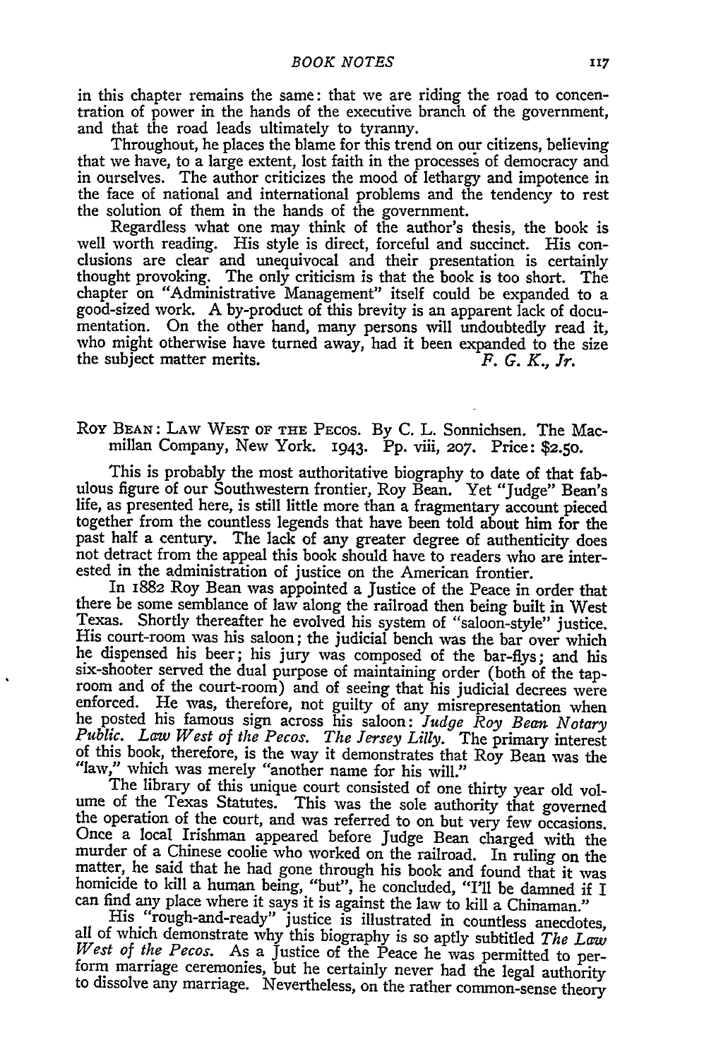in this chapter remains the same: that we are riding the road to concentration of power in the hands of the executive branch of the government, and that the road leads ultimately to tyranny.

Throughout, he places the blame for this trend on our citizens, believing that we have, to a large extent, lost faith in the processes of democracy and in ourselves. The author criticizes the mood of lethargy and impotence in the face of national and international problems and the tendency to rest the solution of them in the hands of the government.

Regardless what one may think of the author's thesis, the book is well worth reading. His style is direct, forceful and succinct. His conclusions are clear and unequivocal and their presentation is certainly thought provoking. The only criticism is that the book is too short. The chapter on "Administrative Management" itself could be expanded to a good-sized work. A by-product of this brevity is an apparent lack of documentation. On the other hand, many persons will undoubtedly read it, who might otherwise have turned away, had it been expanded to the size the subject matter merits.

*F. G. K., Jr.*

ROY BEAN: LAW WEST OF THE PECOS. By C. L. Sonnichsen. The Macmillan Company, New York. 1943. Pp. viii, 207. Price: $2.50.

This is probably the most authoritative biography to date of that fabulous figure of our Southwestern frontier, Roy Bean. Yet "Judge" Bean's life, as presented here, is still little more than a fragmentary account pieced together from the countless legends that have been told about him for the past half a century. The lack of any greater degree of authenticity does not detract from the appeal this book should have to readers who are interested in the administration of justice on the American frontier.

In 1882 Roy Bean was appointed a Justice of the Peace in order that there be some semblance of law along the railroad then being built in West Texas. Shortly thereafter he evolved his system of "saloon-style" justice. His court-room was his saloon; the judicial bench was the bar over which he dispensed his beer; his jury was composed of the bar-flys; and his six-shooter served the dual purpose of maintaining order (both of the taproom and of the court-room) and of seeing that his judicial decrees were enforced. He was, therefore, not guilty of any misrepresentation when he posted his famous sign across his saloon: *Judge Roy Bean Notary Public. Law West of the Pecos. The Jersey Lilly.* The primary interest of this book, therefore, is the way it demonstrates that Roy Bean was the "law," which was merely "another name for his will."

The library of this unique court consisted of one thirty year old volume of the Texas Statutes. This was the sole authority that governed the operation of the court, and was referred to on but very few occasions. Once a local Irishman appeared before Judge Bean charged with the murder of a Chinese coolie who worked on the railroad. In ruling on the matter, he said that he had gone through his book and found that it was homicide to kill a human being, "but", he concluded, "I'll be damned if I can find any place where it says it is against the law to kill a Chinaman."

His "rough-and-ready" justice is illustrated in countless anecdotes, all of which demonstrate why this biography is so aptly subtitled *The Law West of the Pecos.* As a Justice of the Peace he was permitted to perform marriage ceremonies, but he certainly never had the legal authority to dissolve any marriage. Nevertheless, on the rather common-sense theory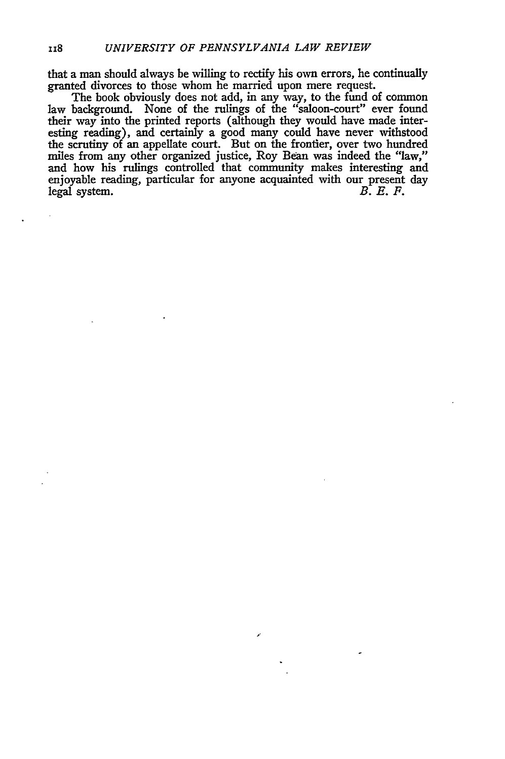that a man should always be willing to rectify his own errors, he continually granted divorces to those whom he married upon mere request.

The book obviously does not add, in any way, to the fund of common law background. None of the rulings of the "saloon-court" ever found their way into the printed reports (although they would have made interesting reading), and certainly a good many could have never withstood the scrutiny of an appellate court. But on the frontier, over two hundred miles from any other organized justice, Roy Bean was indeed the "law," and how his rulings controlled that community makes interesting and enjoyable reading, particular for anyone acquainted with our present day legal system.

*B. E. F.*